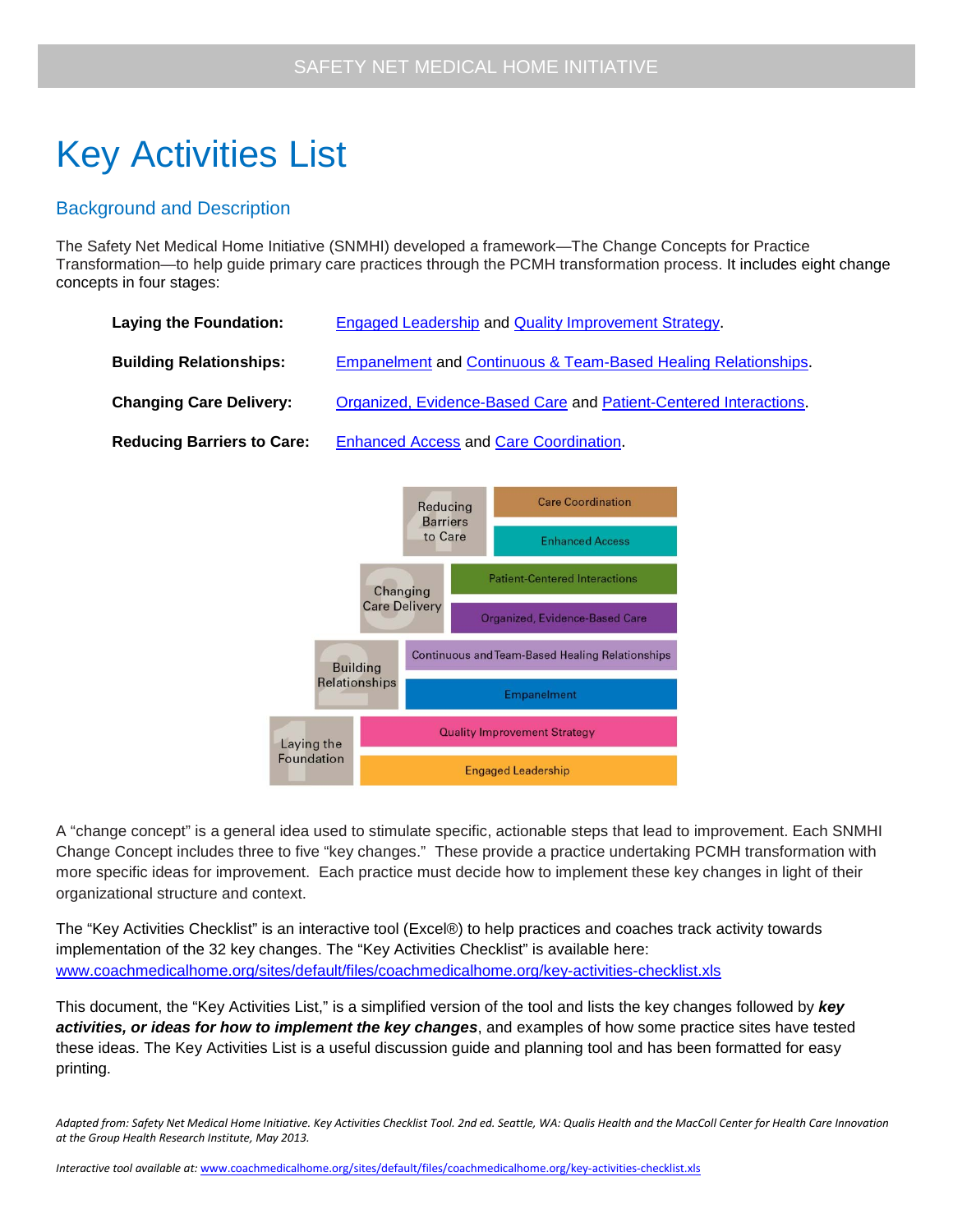SAFETY NET MEDICAL HOME INITIATIVE

# Key Activities List

## Background and Description

The Safety Net Medical Home Initiative (SNMHI) developed a framework—The Change Concepts for Practice Transformation—to help guide primary care practices through the PCMH transformation process. It includes eight change concepts in four stages:

**Laying the Foundation:** Engaged Leadership and Quality Improvement Strategy.

**Building Relationships:** Empanelment and Continuous & Team-Based Healing Relationships.

**Changing Care Delivery:** Organized, Evidence-Based Care and Patient-Centered Interactions.

**Reducing Barriers to Care:** Enhanced Access and Care Coordination.

| Stage | Change Concepts |
| --- | --- |
| 4 Reducing Barriers to Care | Care Coordination |
| | Enhanced Access |
| 3 Changing Care Delivery | Patient-Centered Interactions |
| | Organized, Evidence-Based Care |
| 2 Building Relationships | Continuous and Team-Based Healing Relationships |
| | Empanelment |
| 1 Laying the Foundation | Quality Improvement Strategy |
| | Engaged Leadership |

A "change concept" is a general idea used to stimulate specific, actionable steps that lead to improvement. Each SNMHI Change Concept includes three to five "key changes." These provide a practice undertaking PCMH transformation with more specific ideas for improvement. Each practice must decide how to implement these key changes in light of their organizational structure and context.

The "Key Activities Checklist" is an interactive tool (Excel®) to help practices and coaches track activity towards implementation of the 32 key changes. The "Key Activities Checklist" is available here: www.coachmedicalhome.org/sites/default/files/coachmedicalhome.org/key-activities-checklist.xls

This document, the "Key Activities List," is a simplified version of the tool and lists the key changes followed by ***key activities, or ideas for how to implement the key changes***, and examples of how some practice sites have tested these ideas. The Key Activities List is a useful discussion guide and planning tool and has been formatted for easy printing.

*Adapted from: Safety Net Medical Home Initiative. Key Activities Checklist Tool. 2nd ed. Seattle, WA: Qualis Health and the MacColl Center for Health Care Innovation at the Group Health Research Institute, May 2013.*

*Interactive tool available at:* www.coachmedicalhome.org/sites/default/files/coachmedicalhome.org/key-activities-checklist.xls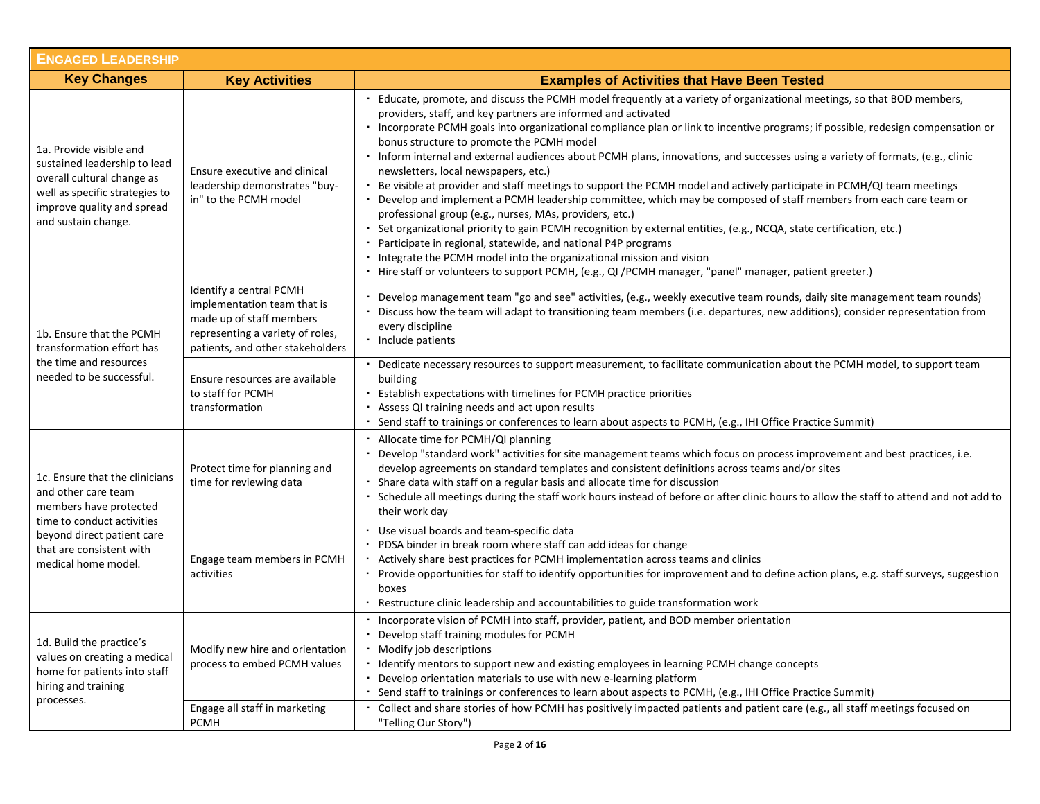## Engaged Leadership

| Key Changes | Key Activities | Examples of Activities that Have Been Tested |
|---|---|---|
| 1a. Provide visible and sustained leadership to lead overall cultural change as well as specific strategies to improve quality and spread and sustain change. | Ensure executive and clinical leadership demonstrates "buy-in" to the PCMH model | · Educate, promote, and discuss the PCMH model frequently at a variety of organizational meetings, so that BOD members, providers, staff, and key partners are informed and activated<br>· Incorporate PCMH goals into organizational compliance plan or link to incentive programs; if possible, redesign compensation or bonus structure to promote the PCMH model<br>· Inform internal and external audiences about PCMH plans, innovations, and successes using a variety of formats, (e.g., clinic newsletters, local newspapers, etc.)<br>· Be visible at provider and staff meetings to support the PCMH model and actively participate in PCMH/QI team meetings<br>· Develop and implement a PCMH leadership committee, which may be composed of staff members from each care team or professional group (e.g., nurses, MAs, providers, etc.)<br>· Set organizational priority to gain PCMH recognition by external entities, (e.g., NCQA, state certification, etc.)<br>· Participate in regional, statewide, and national P4P programs<br>· Integrate the PCMH model into the organizational mission and vision<br>· Hire staff or volunteers to support PCMH, (e.g., QI /PCMH manager, "panel" manager, patient greeter.) |
| 1b. Ensure that the PCMH transformation effort has the time and resources needed to be successful. | Identify a central PCMH implementation team that is made up of staff members representing a variety of roles, patients, and other stakeholders | · Develop management team "go and see" activities, (e.g., weekly executive team rounds, daily site management team rounds)<br>· Discuss how the team will adapt to transitioning team members (i.e. departures, new additions); consider representation from every discipline<br>· Include patients |
| | Ensure resources are available to staff for PCMH transformation | · Dedicate necessary resources to support measurement, to facilitate communication about the PCMH model, to support team building<br>· Establish expectations with timelines for PCMH practice priorities<br>· Assess QI training needs and act upon results<br>· Send staff to trainings or conferences to learn about aspects to PCMH, (e.g., IHI Office Practice Summit) |
| 1c. Ensure that the clinicians and other care team members have protected time to conduct activities beyond direct patient care that are consistent with medical home model. | Protect time for planning and time for reviewing data | · Allocate time for PCMH/QI planning<br>· Develop "standard work" activities for site management teams which focus on process improvement and best practices, i.e. develop agreements on standard templates and consistent definitions across teams and/or sites<br>· Share data with staff on a regular basis and allocate time for discussion<br>· Schedule all meetings during the staff work hours instead of before or after clinic hours to allow the staff to attend and not add to their work day |
| | Engage team members in PCMH activities | · Use visual boards and team-specific data<br>· PDSA binder in break room where staff can add ideas for change<br>· Actively share best practices for PCMH implementation across teams and clinics<br>· Provide opportunities for staff to identify opportunities for improvement and to define action plans, e.g. staff surveys, suggestion boxes<br>· Restructure clinic leadership and accountabilities to guide transformation work |
| 1d. Build the practice's values on creating a medical home for patients into staff hiring and training processes. | Modify new hire and orientation process to embed PCMH values | · Incorporate vision of PCMH into staff, provider, patient, and BOD member orientation<br>· Develop staff training modules for PCMH<br>· Modify job descriptions<br>· Identify mentors to support new and existing employees in learning PCMH change concepts<br>· Develop orientation materials to use with new e-learning platform<br>· Send staff to trainings or conferences to learn about aspects to PCMH, (e.g., IHI Office Practice Summit) |
| | Engage all staff in marketing PCMH | · Collect and share stories of how PCMH has positively impacted patients and patient care (e.g., all staff meetings focused on "Telling Our Story") |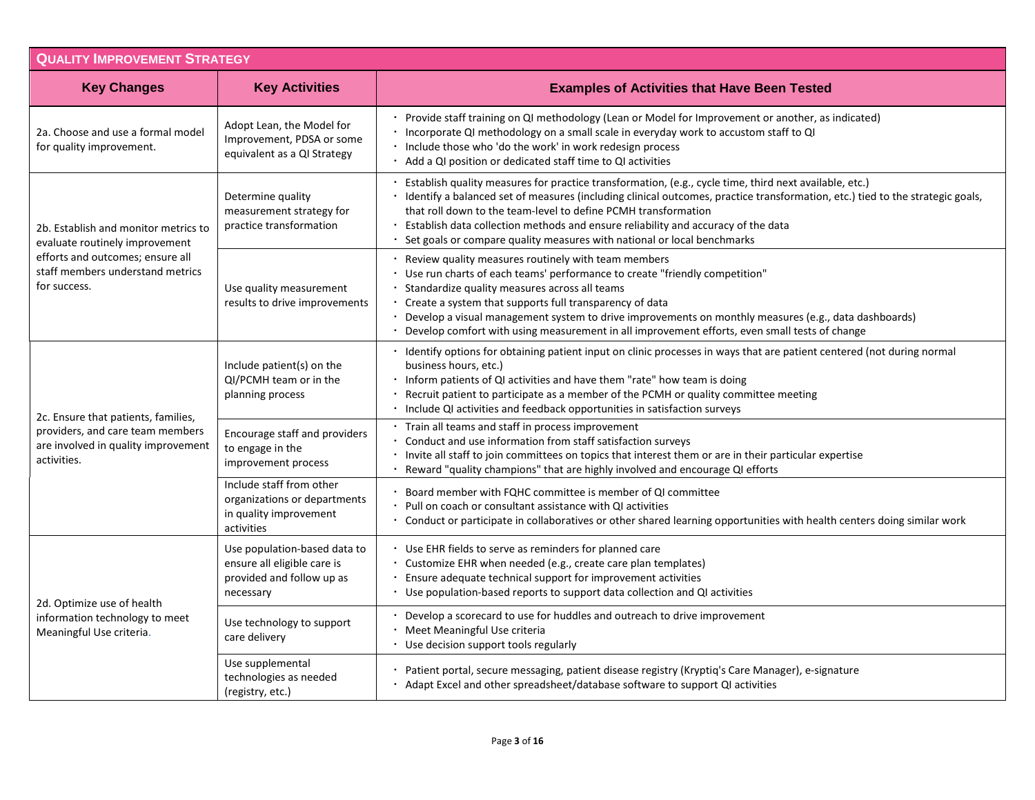## Quality Improvement Strategy

| Key Changes | Key Activities | Examples of Activities that Have Been Tested |
|---|---|---|
| 2a. Choose and use a formal model for quality improvement. | Adopt Lean, the Model for Improvement, PDSA or some equivalent as a QI Strategy | · Provide staff training on QI methodology (Lean or Model for Improvement or another, as indicated)<br>· Incorporate QI methodology on a small scale in everyday work to accustom staff to QI<br>· Include those who 'do the work' in work redesign process<br>· Add a QI position or dedicated staff time to QI activities |
| 2b. Establish and monitor metrics to evaluate routinely improvement efforts and outcomes; ensure all staff members understand metrics for success. | Determine quality measurement strategy for practice transformation | · Establish quality measures for practice transformation, (e.g., cycle time, third next available, etc.)<br>· Identify a balanced set of measures (including clinical outcomes, practice transformation, etc.) tied to the strategic goals, that roll down to the team-level to define PCMH transformation<br>· Establish data collection methods and ensure reliability and accuracy of the data<br>· Set goals or compare quality measures with national or local benchmarks |
| | Use quality measurement results to drive improvements | · Review quality measures routinely with team members<br>· Use run charts of each teams' performance to create "friendly competition"<br>· Standardize quality measures across all teams<br>· Create a system that supports full transparency of data<br>· Develop a visual management system to drive improvements on monthly measures (e.g., data dashboards)<br>· Develop comfort with using measurement in all improvement efforts, even small tests of change |
| 2c. Ensure that patients, families, providers, and care team members are involved in quality improvement activities. | Include patient(s) on the QI/PCMH team or in the planning process | · Identify options for obtaining patient input on clinic processes in ways that are patient centered (not during normal business hours, etc.)<br>· Inform patients of QI activities and have them "rate" how team is doing<br>· Recruit patient to participate as a member of the PCMH or quality committee meeting<br>· Include QI activities and feedback opportunities in satisfaction surveys |
| | Encourage staff and providers to engage in the improvement process | · Train all teams and staff in process improvement<br>· Conduct and use information from staff satisfaction surveys<br>· Invite all staff to join committees on topics that interest them or are in their particular expertise<br>· Reward "quality champions" that are highly involved and encourage QI efforts |
| | Include staff from other organizations or departments in quality improvement activities | · Board member with FQHC committee is member of QI committee<br>· Pull on coach or consultant assistance with QI activities<br>· Conduct or participate in collaboratives or other shared learning opportunities with health centers doing similar work |
| 2d. Optimize use of health information technology to meet Meaningful Use criteria. | Use population-based data to ensure all eligible care is provided and follow up as necessary | · Use EHR fields to serve as reminders for planned care<br>· Customize EHR when needed (e.g., create care plan templates)<br>· Ensure adequate technical support for improvement activities<br>· Use population-based reports to support data collection and QI activities |
| | Use technology to support care delivery | · Develop a scorecard to use for huddles and outreach to drive improvement<br>· Meet Meaningful Use criteria<br>· Use decision support tools regularly |
| | Use supplemental technologies as needed (registry, etc.) | · Patient portal, secure messaging, patient disease registry (Kryptiq's Care Manager), e-signature<br>· Adapt Excel and other spreadsheet/database software to support QI activities |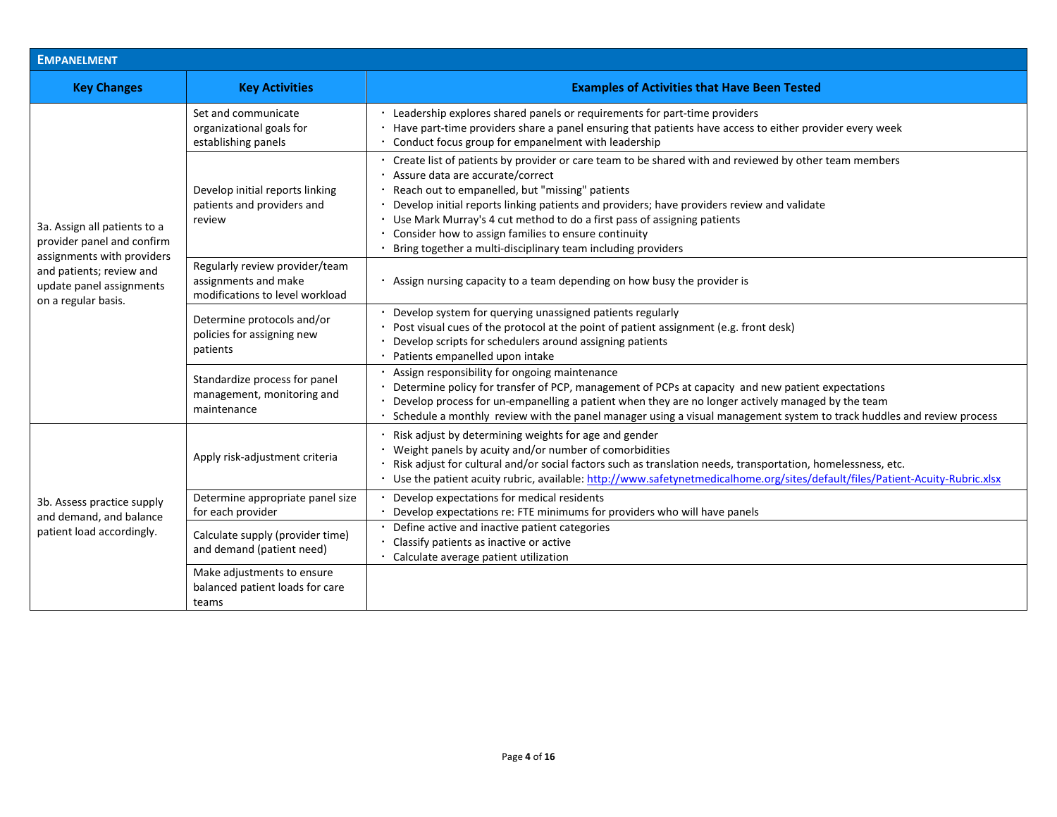| **EMPANELMENT** | | |
|---|---|---|
| **Key Changes** | **Key Activities** | **Examples of Activities that Have Been Tested** |
| 3a. Assign all patients to a provider panel and confirm assignments with providers and patients; review and update panel assignments on a regular basis. | Set and communicate organizational goals for establishing panels | · Leadership explores shared panels or requirements for part-time providers<br>· Have part-time providers share a panel ensuring that patients have access to either provider every week<br>· Conduct focus group for empanelment with leadership |
| | Develop initial reports linking patients and providers and review | · Create list of patients by provider or care team to be shared with and reviewed by other team members<br>· Assure data are accurate/correct<br>· Reach out to empanelled, but "missing" patients<br>· Develop initial reports linking patients and providers; have providers review and validate<br>· Use Mark Murray's 4 cut method to do a first pass of assigning patients<br>· Consider how to assign families to ensure continuity<br>· Bring together a multi-disciplinary team including providers |
| | Regularly review provider/team assignments and make modifications to level workload | · Assign nursing capacity to a team depending on how busy the provider is |
| | Determine protocols and/or policies for assigning new patients | · Develop system for querying unassigned patients regularly<br>· Post visual cues of the protocol at the point of patient assignment (e.g. front desk)<br>· Develop scripts for schedulers around assigning patients<br>· Patients empanelled upon intake |
| | Standardize process for panel management, monitoring and maintenance | · Assign responsibility for ongoing maintenance<br>· Determine policy for transfer of PCP, management of PCPs at capacity and new patient expectations<br>· Develop process for un-empanelling a patient when they are no longer actively managed by the team<br>· Schedule a monthly review with the panel manager using a visual management system to track huddles and review process |
| 3b. Assess practice supply and demand, and balance patient load accordingly. | Apply risk-adjustment criteria | · Risk adjust by determining weights for age and gender<br>· Weight panels by acuity and/or number of comorbidities<br>· Risk adjust for cultural and/or social factors such as translation needs, transportation, homelessness, etc.<br>· Use the patient acuity rubric, available: http://www.safetynetmedicalhome.org/sites/default/files/Patient-Acuity-Rubric.xlsx |
| | Determine appropriate panel size for each provider | · Develop expectations for medical residents<br>· Develop expectations re: FTE minimums for providers who will have panels |
| | Calculate supply (provider time) and demand (patient need) | · Define active and inactive patient categories<br>· Classify patients as inactive or active<br>· Calculate average patient utilization |
| | Make adjustments to ensure balanced patient loads for care teams | |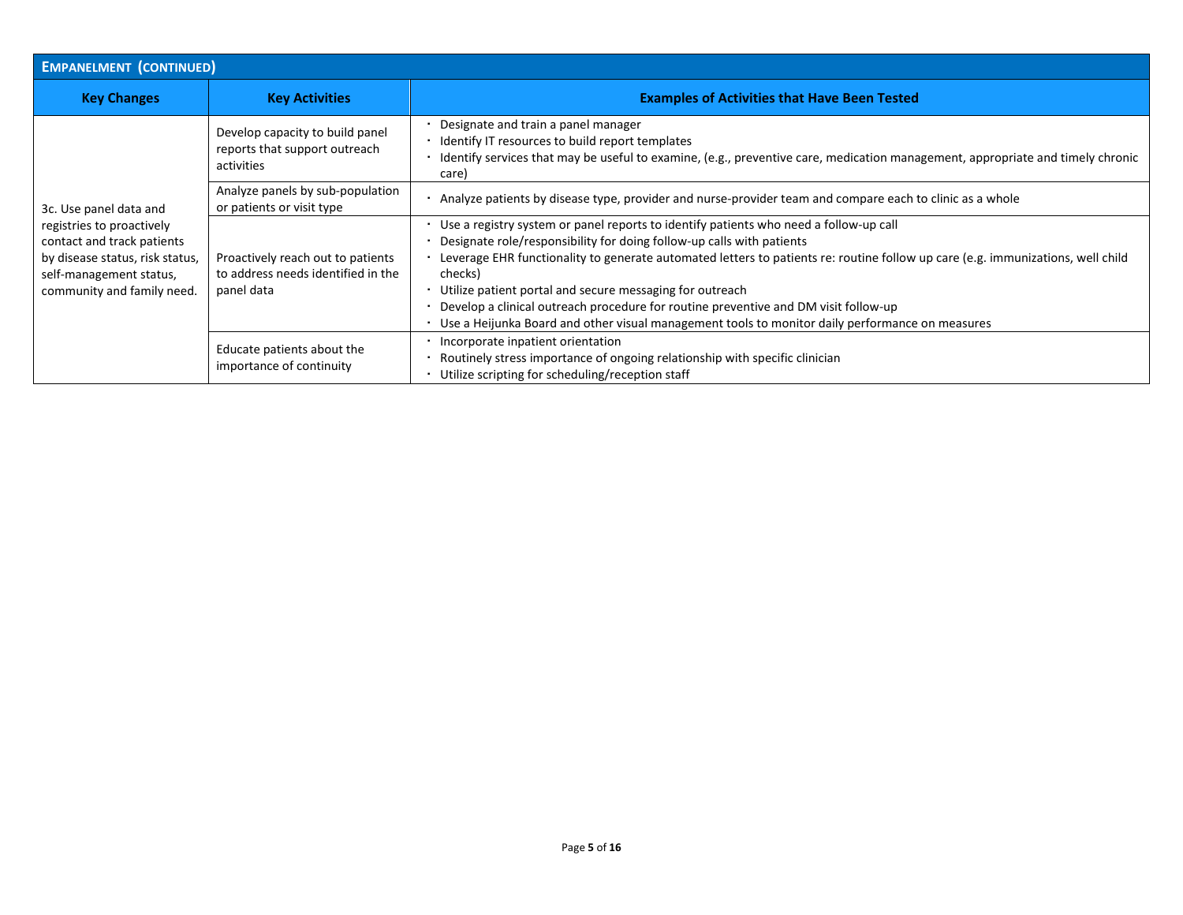| Empanelment (continued) | | |
|---|---|---|
| **Key Changes** | **Key Activities** | **Examples of Activities that Have Been Tested** |
| 3c. Use panel data and registries to proactively contact and track patients by disease status, risk status, self-management status, community and family need. | Develop capacity to build panel reports that support outreach activities | • Designate and train a panel manager<br>• Identify IT resources to build report templates<br>• Identify services that may be useful to examine, (e.g., preventive care, medication management, appropriate and timely chronic care) |
| | Analyze panels by sub-population or patients or visit type | • Analyze patients by disease type, provider and nurse-provider team and compare each to clinic as a whole |
| | Proactively reach out to patients to address needs identified in the panel data | • Use a registry system or panel reports to identify patients who need a follow-up call<br>• Designate role/responsibility for doing follow-up calls with patients<br>• Leverage EHR functionality to generate automated letters to patients re: routine follow up care (e.g. immunizations, well child checks)<br>• Utilize patient portal and secure messaging for outreach<br>• Develop a clinical outreach procedure for routine preventive and DM visit follow-up<br>• Use a Heijunka Board and other visual management tools to monitor daily performance on measures |
| | Educate patients about the importance of continuity | • Incorporate inpatient orientation<br>• Routinely stress importance of ongoing relationship with specific clinician<br>• Utilize scripting for scheduling/reception staff |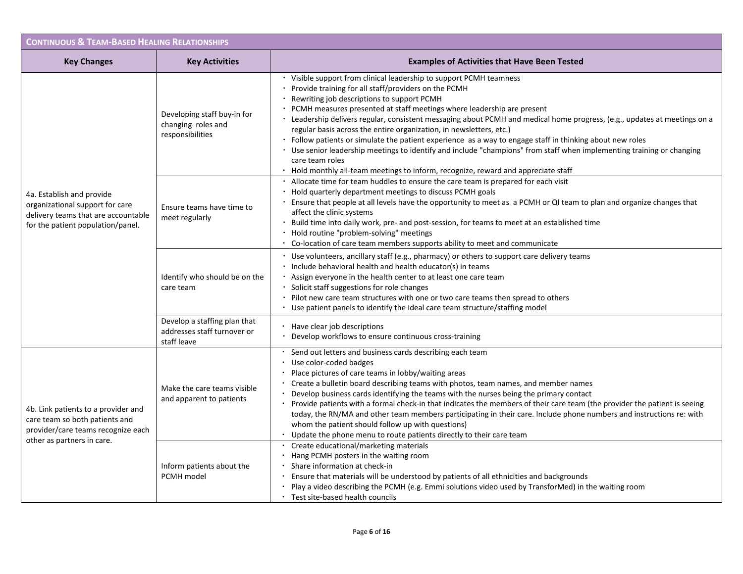| CONTINUOUS & TEAM-BASED HEALING RELATIONSHIPS | | |
|---|---|---|
| **Key Changes** | **Key Activities** | **Examples of Activities that Have Been Tested** |
| 4a. Establish and provide organizational support for care delivery teams that are accountable for the patient population/panel. | Developing staff buy-in for changing roles and responsibilities | · Visible support from clinical leadership to support PCMH teamness<br>· Provide training for all staff/providers on the PCMH<br>· Rewriting job descriptions to support PCMH<br>· PCMH measures presented at staff meetings where leadership are present<br>· Leadership delivers regular, consistent messaging about PCMH and medical home progress, (e.g., updates at meetings on a regular basis across the entire organization, in newsletters, etc.)<br>· Follow patients or simulate the patient experience as a way to engage staff in thinking about new roles<br>· Use senior leadership meetings to identify and include "champions" from staff when implementing training or changing care team roles<br>· Hold monthly all-team meetings to inform, recognize, reward and appreciate staff |
| | Ensure teams have time to meet regularly | · Allocate time for team huddles to ensure the care team is prepared for each visit<br>· Hold quarterly department meetings to discuss PCMH goals<br>· Ensure that people at all levels have the opportunity to meet as a PCMH or QI team to plan and organize changes that affect the clinic systems<br>· Build time into daily work, pre- and post-session, for teams to meet at an established time<br>· Hold routine "problem-solving" meetings<br>· Co-location of care team members supports ability to meet and communicate |
| | Identify who should be on the care team | · Use volunteers, ancillary staff (e.g., pharmacy) or others to support care delivery teams<br>· Include behavioral health and health educator(s) in teams<br>· Assign everyone in the health center to at least one care team<br>· Solicit staff suggestions for role changes<br>· Pilot new care team structures with one or two care teams then spread to others<br>· Use patient panels to identify the ideal care team structure/staffing model |
| | Develop a staffing plan that addresses staff turnover or staff leave | · Have clear job descriptions<br>· Develop workflows to ensure continuous cross-training |
| 4b. Link patients to a provider and care team so both patients and provider/care teams recognize each other as partners in care. | Make the care teams visible and apparent to patients | · Send out letters and business cards describing each team<br>· Use color-coded badges<br>· Place pictures of care teams in lobby/waiting areas<br>· Create a bulletin board describing teams with photos, team names, and member names<br>· Develop business cards identifying the teams with the nurses being the primary contact<br>· Provide patients with a formal check-in that indicates the members of their care team (the provider the patient is seeing today, the RN/MA and other team members participating in their care. Include phone numbers and instructions re: with whom the patient should follow up with questions)<br>· Update the phone menu to route patients directly to their care team |
| | Inform patients about the PCMH model | · Create educational/marketing materials<br>· Hang PCMH posters in the waiting room<br>· Share information at check-in<br>· Ensure that materials will be understood by patients of all ethnicities and backgrounds<br>· Play a video describing the PCMH (e.g. Emmi solutions video used by TransforMed) in the waiting room<br>· Test site-based health councils |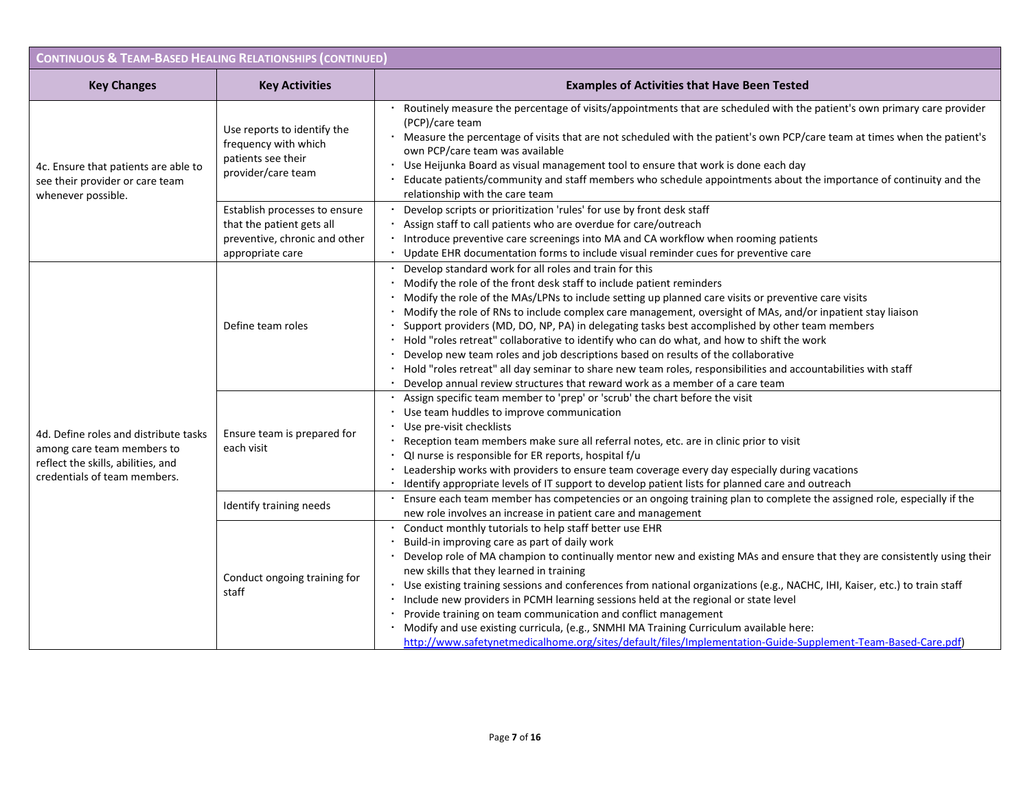| Continuous & Team-Based Healing Relationships (continued) | | |
|---|---|---|
| **Key Changes** | **Key Activities** | **Examples of Activities that Have Been Tested** |
| 4c. Ensure that patients are able to see their provider or care team whenever possible. | Use reports to identify the frequency with which patients see their provider/care team | • Routinely measure the percentage of visits/appointments that are scheduled with the patient's own primary care provider (PCP)/care team<br>• Measure the percentage of visits that are not scheduled with the patient's own PCP/care team at times when the patient's own PCP/care team was available<br>• Use Heijunka Board as visual management tool to ensure that work is done each day<br>• Educate patients/community and staff members who schedule appointments about the importance of continuity and the relationship with the care team |
| | Establish processes to ensure that the patient gets all preventive, chronic and other appropriate care | • Develop scripts or prioritization 'rules' for use by front desk staff<br>• Assign staff to call patients who are overdue for care/outreach<br>• Introduce preventive care screenings into MA and CA workflow when rooming patients<br>• Update EHR documentation forms to include visual reminder cues for preventive care |
| 4d. Define roles and distribute tasks among care team members to reflect the skills, abilities, and credentials of team members. | Define team roles | • Develop standard work for all roles and train for this<br>• Modify the role of the front desk staff to include patient reminders<br>• Modify the role of the MAs/LPNs to include setting up planned care visits or preventive care visits<br>• Modify the role of RNs to include complex care management, oversight of MAs, and/or inpatient stay liaison<br>• Support providers (MD, DO, NP, PA) in delegating tasks best accomplished by other team members<br>• Hold "roles retreat" collaborative to identify who can do what, and how to shift the work<br>• Develop new team roles and job descriptions based on results of the collaborative<br>• Hold "roles retreat" all day seminar to share new team roles, responsibilities and accountabilities with staff<br>• Develop annual review structures that reward work as a member of a care team |
| | Ensure team is prepared for each visit | • Assign specific team member to 'prep' or 'scrub' the chart before the visit<br>• Use team huddles to improve communication<br>• Use pre-visit checklists<br>• Reception team members make sure all referral notes, etc. are in clinic prior to visit<br>• QI nurse is responsible for ER reports, hospital f/u<br>• Leadership works with providers to ensure team coverage every day especially during vacations<br>• Identify appropriate levels of IT support to develop patient lists for planned care and outreach |
| | Identify training needs | • Ensure each team member has competencies or an ongoing training plan to complete the assigned role, especially if the new role involves an increase in patient care and management |
| | Conduct ongoing training for staff | • Conduct monthly tutorials to help staff better use EHR<br>• Build-in improving care as part of daily work<br>• Develop role of MA champion to continually mentor new and existing MAs and ensure that they are consistently using their new skills that they learned in training<br>• Use existing training sessions and conferences from national organizations (e.g., NACHC, IHI, Kaiser, etc.) to train staff<br>• Include new providers in PCMH learning sessions held at the regional or state level<br>• Provide training on team communication and conflict management<br>• Modify and use existing curricula, (e.g., SNMHI MA Training Curriculum available here: http://www.safetynetmedicalhome.org/sites/default/files/Implementation-Guide-Supplement-Team-Based-Care.pdf) |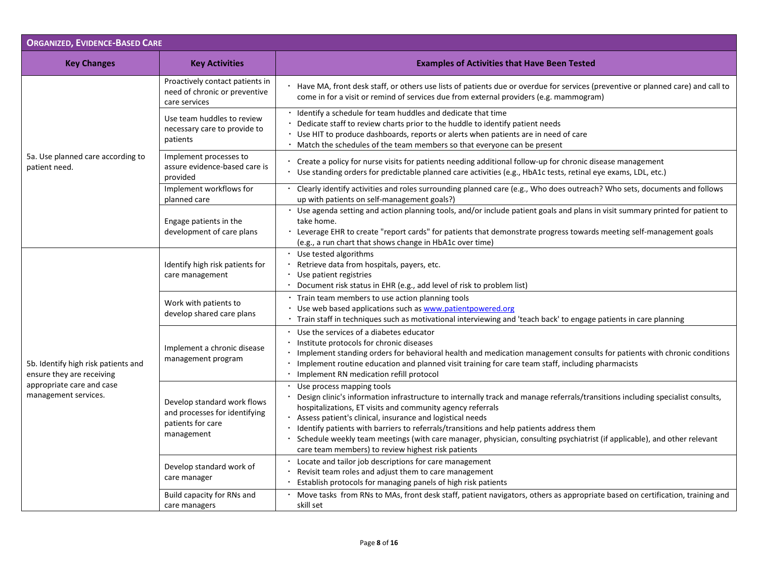## Organized, Evidence-Based Care

| Key Changes | Key Activities | Examples of Activities that Have Been Tested |
|---|---|---|
| 5a. Use planned care according to patient need. | Proactively contact patients in need of chronic or preventive care services | • Have MA, front desk staff, or others use lists of patients due or overdue for services (preventive or planned care) and call to come in for a visit or remind of services due from external providers (e.g. mammogram) |
| | Use team huddles to review necessary care to provide to patients | • Identify a schedule for team huddles and dedicate that time<br>• Dedicate staff to review charts prior to the huddle to identify patient needs<br>• Use HIT to produce dashboards, reports or alerts when patients are in need of care<br>• Match the schedules of the team members so that everyone can be present |
| | Implement processes to assure evidence-based care is provided | • Create a policy for nurse visits for patients needing additional follow-up for chronic disease management<br>• Use standing orders for predictable planned care activities (e.g., HbA1c tests, retinal eye exams, LDL, etc.) |
| | Implement workflows for planned care | • Clearly identify activities and roles surrounding planned care (e.g., Who does outreach? Who sets, documents and follows up with patients on self-management goals?) |
| | Engage patients in the development of care plans | • Use agenda setting and action planning tools, and/or include patient goals and plans in visit summary printed for patient to take home.<br>• Leverage EHR to create "report cards" for patients that demonstrate progress towards meeting self-management goals (e.g., a run chart that shows change in HbA1c over time) |
| 5b. Identify high risk patients and ensure they are receiving appropriate care and case management services. | Identify high risk patients for care management | • Use tested algorithms<br>• Retrieve data from hospitals, payers, etc.<br>• Use patient registries<br>• Document risk status in EHR (e.g., add level of risk to problem list) |
| | Work with patients to develop shared care plans | • Train team members to use action planning tools<br>• Use web based applications such as [www.patientpowered.org](http://www.patientpowered.org)<br>• Train staff in techniques such as motivational interviewing and 'teach back' to engage patients in care planning |
| | Implement a chronic disease management program | • Use the services of a diabetes educator<br>• Institute protocols for chronic diseases<br>• Implement standing orders for behavioral health and medication management consults for patients with chronic conditions<br>• Implement routine education and planned visit training for care team staff, including pharmacists<br>• Implement RN medication refill protocol |
| | Develop standard work flows and processes for identifying patients for care management | • Use process mapping tools<br>• Design clinic's information infrastructure to internally track and manage referrals/transitions including specialist consults, hospitalizations, ET visits and community agency referrals<br>• Assess patient's clinical, insurance and logistical needs<br>• Identify patients with barriers to referrals/transitions and help patients address them<br>• Schedule weekly team meetings (with care manager, physician, consulting psychiatrist (if applicable), and other relevant care team members) to review highest risk patients |
| | Develop standard work of care manager | • Locate and tailor job descriptions for care management<br>• Revisit team roles and adjust them to care management<br>• Establish protocols for managing panels of high risk patients |
| | Build capacity for RNs and care managers | • Move tasks from RNs to MAs, front desk staff, patient navigators, others as appropriate based on certification, training and skill set |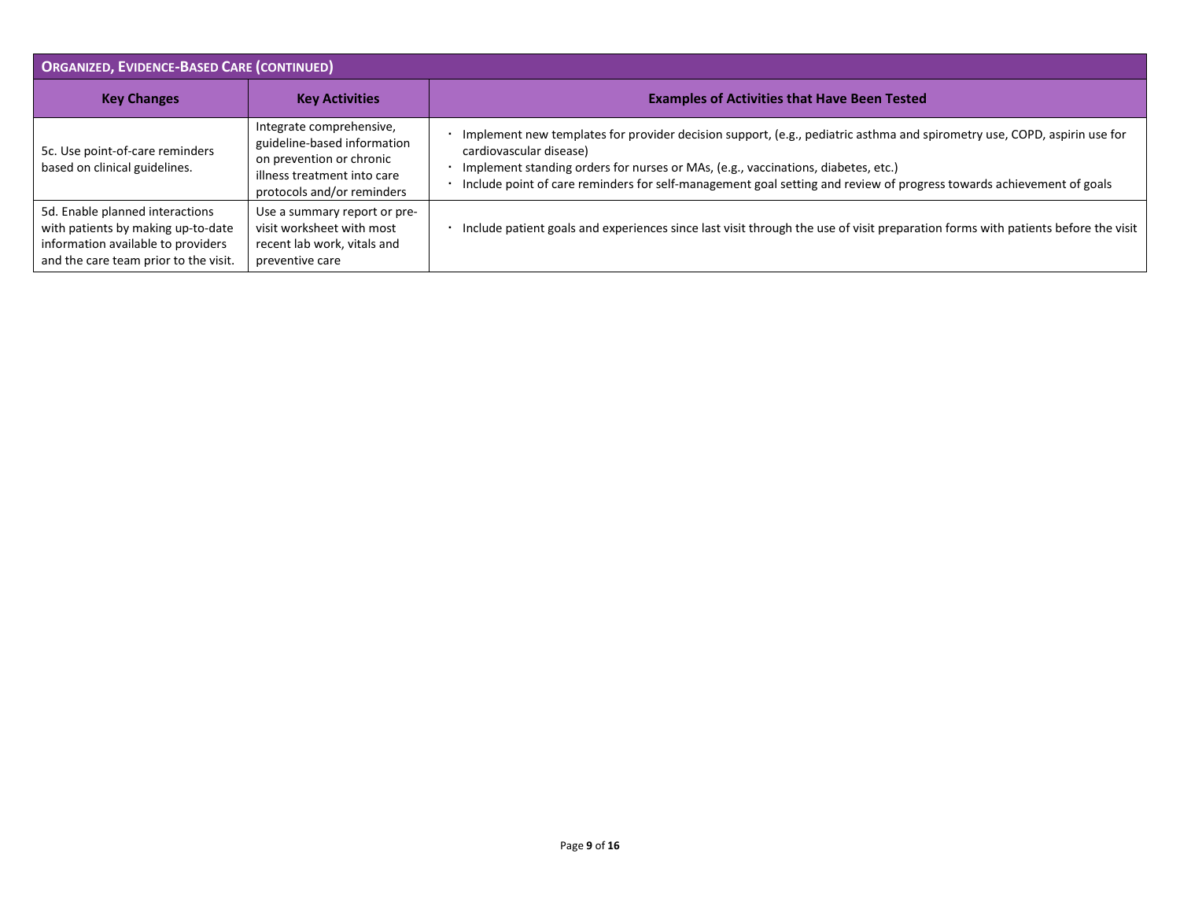| **Organized, Evidence-Based Care (continued)** | | |
|---|---|---|
| **Key Changes** | **Key Activities** | **Examples of Activities that Have Been Tested** |
| 5c. Use point-of-care reminders based on clinical guidelines. | Integrate comprehensive, guideline-based information on prevention or chronic illness treatment into care protocols and/or reminders | • Implement new templates for provider decision support, (e.g., pediatric asthma and spirometry use, COPD, aspirin use for cardiovascular disease)<br>• Implement standing orders for nurses or MAs, (e.g., vaccinations, diabetes, etc.)<br>• Include point of care reminders for self-management goal setting and review of progress towards achievement of goals |
| 5d. Enable planned interactions with patients by making up-to-date information available to providers and the care team prior to the visit. | Use a summary report or pre-visit worksheet with most recent lab work, vitals and preventive care | • Include patient goals and experiences since last visit through the use of visit preparation forms with patients before the visit |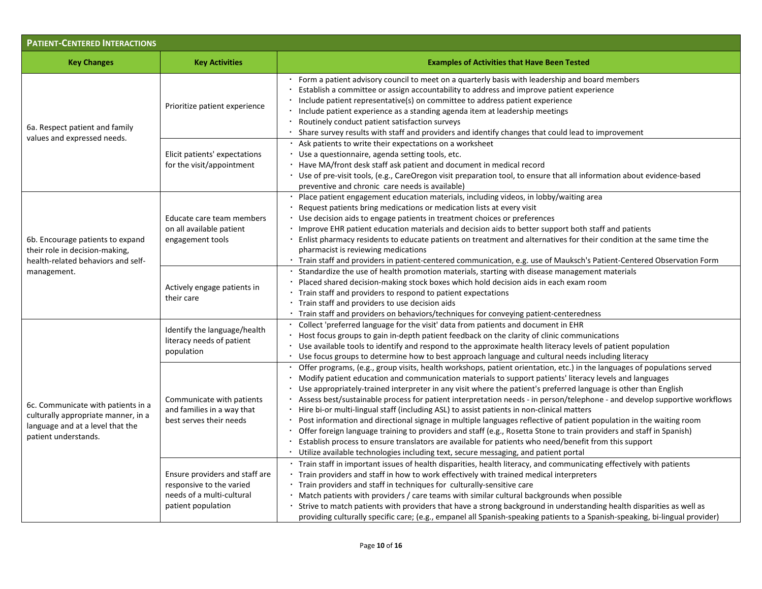| **PATIENT-CENTERED INTERACTIONS** | | |
|---|---|---|
| **Key Changes** | **Key Activities** | **Examples of Activities that Have Been Tested** |
| 6a. Respect patient and family values and expressed needs. | Prioritize patient experience | · Form a patient advisory council to meet on a quarterly basis with leadership and board members<br>· Establish a committee or assign accountability to address and improve patient experience<br>· Include patient representative(s) on committee to address patient experience<br>· Include patient experience as a standing agenda item at leadership meetings<br>· Routinely conduct patient satisfaction surveys<br>· Share survey results with staff and providers and identify changes that could lead to improvement |
| | Elicit patients' expectations for the visit/appointment | · Ask patients to write their expectations on a worksheet<br>· Use a questionnaire, agenda setting tools, etc.<br>· Have MA/front desk staff ask patient and document in medical record<br>· Use of pre-visit tools, (e.g., CareOregon visit preparation tool, to ensure that all information about evidence-based preventive and chronic care needs is available) |
| 6b. Encourage patients to expand their role in decision-making, health-related behaviors and self-management. | Educate care team members on all available patient engagement tools | · Place patient engagement education materials, including videos, in lobby/waiting area<br>· Request patients bring medications or medication lists at every visit<br>· Use decision aids to engage patients in treatment choices or preferences<br>· Improve EHR patient education materials and decision aids to better support both staff and patients<br>· Enlist pharmacy residents to educate patients on treatment and alternatives for their condition at the same time the pharmacist is reviewing medications<br>· Train staff and providers in patient-centered communication, e.g. use of Mauksch's Patient-Centered Observation Form |
| | Actively engage patients in their care | · Standardize the use of health promotion materials, starting with disease management materials<br>· Placed shared decision-making stock boxes which hold decision aids in each exam room<br>· Train staff and providers to respond to patient expectations<br>· Train staff and providers to use decision aids<br>· Train staff and providers on behaviors/techniques for conveying patient-centeredness |
| 6c. Communicate with patients in a culturally appropriate manner, in a language and at a level that the patient understands. | Identify the language/health literacy needs of patient population | · Collect 'preferred language for the visit' data from patients and document in EHR<br>· Host focus groups to gain in-depth patient feedback on the clarity of clinic communications<br>· Use available tools to identify and respond to the approximate health literacy levels of patient population<br>· Use focus groups to determine how to best approach language and cultural needs including literacy |
| | Communicate with patients and families in a way that best serves their needs | · Offer programs, (e.g., group visits, health workshops, patient orientation, etc.) in the languages of populations served<br>· Modify patient education and communication materials to support patients' literacy levels and languages<br>· Use appropriately-trained interpreter in any visit where the patient's preferred language is other than English<br>· Assess best/sustainable process for patient interpretation needs - in person/telephone - and develop supportive workflows<br>· Hire bi-or multi-lingual staff (including ASL) to assist patients in non-clinical matters<br>· Post information and directional signage in multiple languages reflective of patient population in the waiting room<br>· Offer foreign language training to providers and staff (e.g., Rosetta Stone to train providers and staff in Spanish)<br>· Establish process to ensure translators are available for patients who need/benefit from this support<br>· Utilize available technologies including text, secure messaging, and patient portal |
| | Ensure providers and staff are responsive to the varied needs of a multi-cultural patient population | · Train staff in important issues of health disparities, health literacy, and communicating effectively with patients<br>· Train providers and staff in how to work effectively with trained medical interpreters<br>· Train providers and staff in techniques for culturally-sensitive care<br>· Match patients with providers / care teams with similar cultural backgrounds when possible<br>· Strive to match patients with providers that have a strong background in understanding health disparities as well as providing culturally specific care; (e.g., empanel all Spanish-speaking patients to a Spanish-speaking, bi-lingual provider) |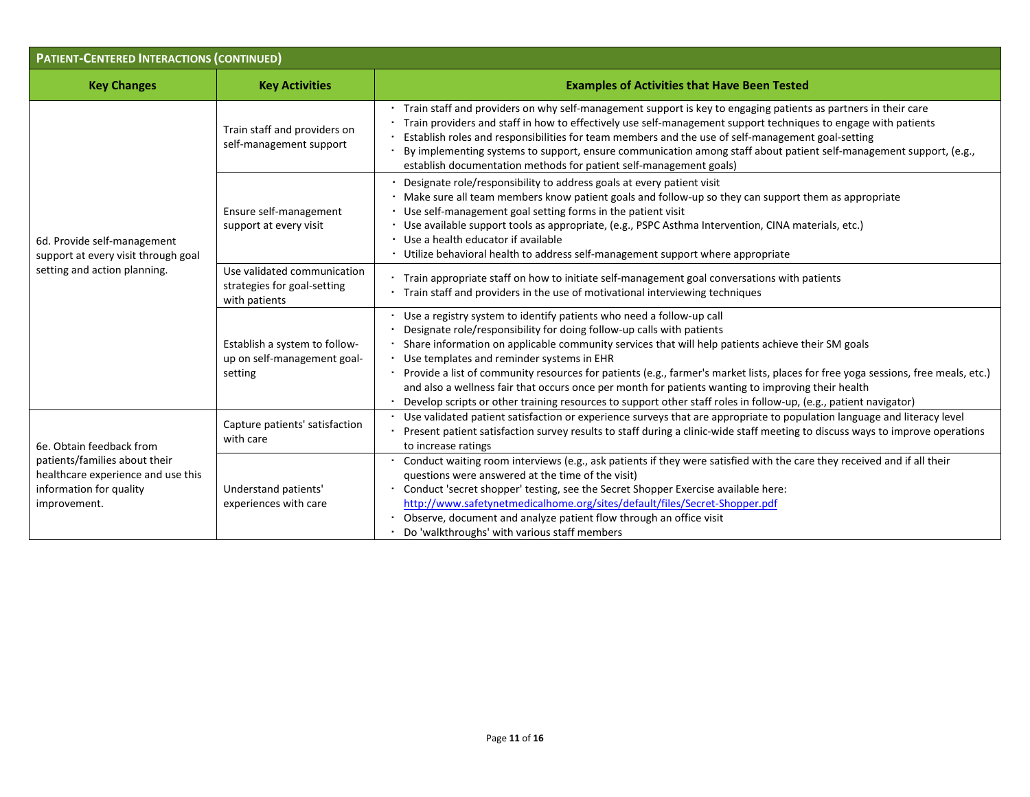| **PATIENT-CENTERED INTERACTIONS (CONTINUED)** | | |
|---|---|---|
| **Key Changes** | **Key Activities** | **Examples of Activities that Have Been Tested** |
| 6d. Provide self-management support at every visit through goal setting and action planning. | Train staff and providers on self-management support | · Train staff and providers on why self-management support is key to engaging patients as partners in their care<br>· Train providers and staff in how to effectively use self-management support techniques to engage with patients<br>· Establish roles and responsibilities for team members and the use of self-management goal-setting<br>· By implementing systems to support, ensure communication among staff about patient self-management support, (e.g., establish documentation methods for patient self-management goals) |
| | Ensure self-management support at every visit | · Designate role/responsibility to address goals at every patient visit<br>· Make sure all team members know patient goals and follow-up so they can support them as appropriate<br>· Use self-management goal setting forms in the patient visit<br>· Use available support tools as appropriate, (e.g., PSPC Asthma Intervention, CINA materials, etc.)<br>· Use a health educator if available<br>· Utilize behavioral health to address self-management support where appropriate |
| | Use validated communication strategies for goal-setting with patients | · Train appropriate staff on how to initiate self-management goal conversations with patients<br>· Train staff and providers in the use of motivational interviewing techniques |
| | Establish a system to follow-up on self-management goal-setting | · Use a registry system to identify patients who need a follow-up call<br>· Designate role/responsibility for doing follow-up calls with patients<br>· Share information on applicable community services that will help patients achieve their SM goals<br>· Use templates and reminder systems in EHR<br>· Provide a list of community resources for patients (e.g., farmer's market lists, places for free yoga sessions, free meals, etc.) and also a wellness fair that occurs once per month for patients wanting to improving their health<br>· Develop scripts or other training resources to support other staff roles in follow-up, (e.g., patient navigator) |
| 6e. Obtain feedback from patients/families about their healthcare experience and use this information for quality improvement. | Capture patients' satisfaction with care | · Use validated patient satisfaction or experience surveys that are appropriate to population language and literacy level<br>· Present patient satisfaction survey results to staff during a clinic-wide staff meeting to discuss ways to improve operations to increase ratings |
| | Understand patients' experiences with care | · Conduct waiting room interviews (e.g., ask patients if they were satisfied with the care they received and if all their questions were answered at the time of the visit)<br>· Conduct 'secret shopper' testing, see the Secret Shopper Exercise available here: http://www.safetynetmedicalhome.org/sites/default/files/Secret-Shopper.pdf<br>· Observe, document and analyze patient flow through an office visit<br>· Do 'walkthroughs' with various staff members |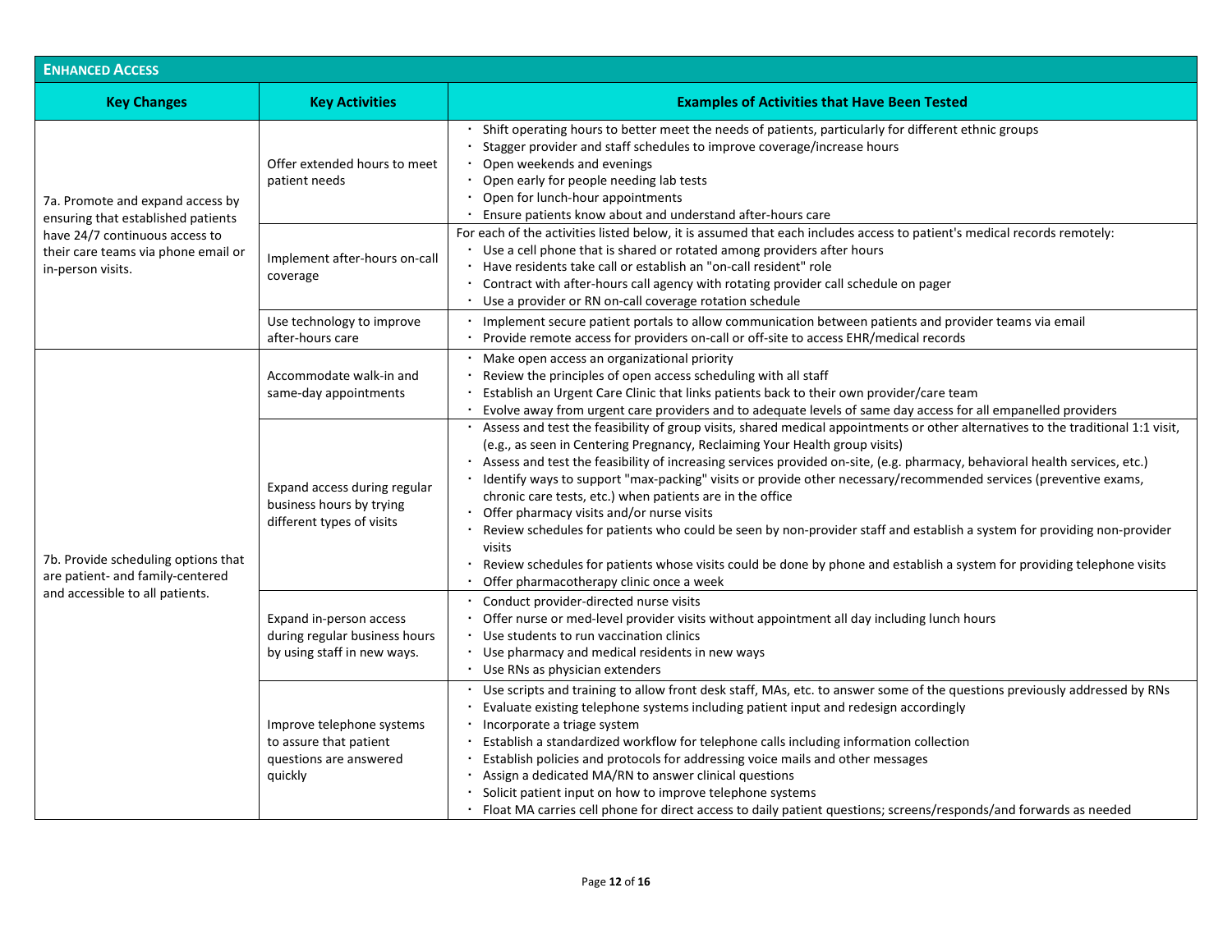## Enhanced Access

| Key Changes | Key Activities | Examples of Activities that Have Been Tested |
|---|---|---|
| 7a. Promote and expand access by ensuring that established patients have 24/7 continuous access to their care teams via phone email or in-person visits. | Offer extended hours to meet patient needs | • Shift operating hours to better meet the needs of patients, particularly for different ethnic groups<br>• Stagger provider and staff schedules to improve coverage/increase hours<br>• Open weekends and evenings<br>• Open early for people needing lab tests<br>• Open for lunch-hour appointments<br>• Ensure patients know about and understand after-hours care |
| | Implement after-hours on-call coverage | For each of the activities listed below, it is assumed that each includes access to patient's medical records remotely:<br>• Use a cell phone that is shared or rotated among providers after hours<br>• Have residents take call or establish an "on-call resident" role<br>• Contract with after-hours call agency with rotating provider call schedule on pager<br>• Use a provider or RN on-call coverage rotation schedule |
| | Use technology to improve after-hours care | • Implement secure patient portals to allow communication between patients and provider teams via email<br>• Provide remote access for providers on-call or off-site to access EHR/medical records |
| 7b. Provide scheduling options that are patient- and family-centered and accessible to all patients. | Accommodate walk-in and same-day appointments | • Make open access an organizational priority<br>• Review the principles of open access scheduling with all staff<br>• Establish an Urgent Care Clinic that links patients back to their own provider/care team<br>• Evolve away from urgent care providers and to adequate levels of same day access for all empanelled providers |
| | Expand access during regular business hours by trying different types of visits | • Assess and test the feasibility of group visits, shared medical appointments or other alternatives to the traditional 1:1 visit, (e.g., as seen in Centering Pregnancy, Reclaiming Your Health group visits)<br>• Assess and test the feasibility of increasing services provided on-site, (e.g. pharmacy, behavioral health services, etc.)<br>• Identify ways to support "max-packing" visits or provide other necessary/recommended services (preventive exams, chronic care tests, etc.) when patients are in the office<br>• Offer pharmacy visits and/or nurse visits<br>• Review schedules for patients who could be seen by non-provider staff and establish a system for providing non-provider visits<br>• Review schedules for patients whose visits could be done by phone and establish a system for providing telephone visits<br>• Offer pharmacotherapy clinic once a week |
| | Expand in-person access during regular business hours by using staff in new ways. | • Conduct provider-directed nurse visits<br>• Offer nurse or med-level provider visits without appointment all day including lunch hours<br>• Use students to run vaccination clinics<br>• Use pharmacy and medical residents in new ways<br>• Use RNs as physician extenders |
| | Improve telephone systems to assure that patient questions are answered quickly | • Use scripts and training to allow front desk staff, MAs, etc. to answer some of the questions previously addressed by RNs<br>• Evaluate existing telephone systems including patient input and redesign accordingly<br>• Incorporate a triage system<br>• Establish a standardized workflow for telephone calls including information collection<br>• Establish policies and protocols for addressing voice mails and other messages<br>• Assign a dedicated MA/RN to answer clinical questions<br>• Solicit patient input on how to improve telephone systems<br>• Float MA carries cell phone for direct access to daily patient questions; screens/responds/and forwards as needed |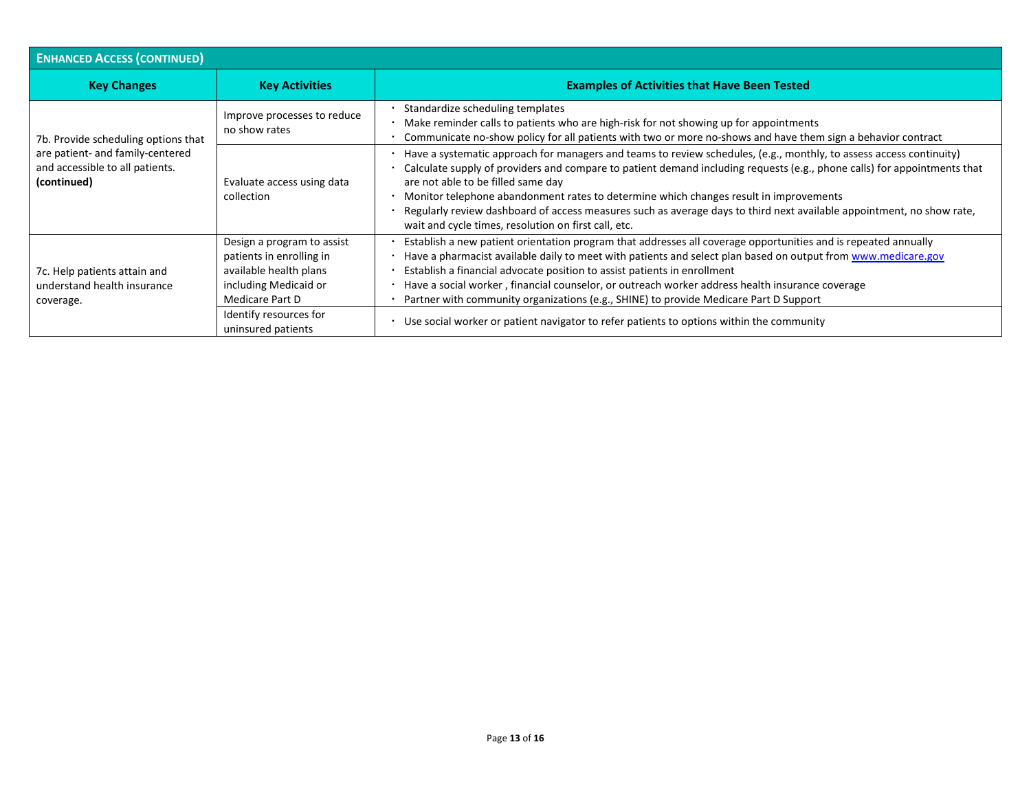| **ENHANCED ACCESS (CONTINUED)** | | |
|---|---|---|
| **Key Changes** | **Key Activities** | **Examples of Activities that Have Been Tested** |
| 7b. Provide scheduling options that are patient- and family-centered and accessible to all patients. **(continued)** | Improve processes to reduce no show rates | • Standardize scheduling templates<br>• Make reminder calls to patients who are high-risk for not showing up for appointments<br>• Communicate no-show policy for all patients with two or more no-shows and have them sign a behavior contract |
| | Evaluate access using data collection | • Have a systematic approach for managers and teams to review schedules, (e.g., monthly, to assess access continuity)<br>• Calculate supply of providers and compare to patient demand including requests (e.g., phone calls) for appointments that are not able to be filled same day<br>• Monitor telephone abandonment rates to determine which changes result in improvements<br>• Regularly review dashboard of access measures such as average days to third next available appointment, no show rate, wait and cycle times, resolution on first call, etc. |
| 7c. Help patients attain and understand health insurance coverage. | Design a program to assist patients in enrolling in available health plans including Medicaid or Medicare Part D | • Establish a new patient orientation program that addresses all coverage opportunities and is repeated annually<br>• Have a pharmacist available daily to meet with patients and select plan based on output from [www.medicare.gov](http://www.medicare.gov)<br>• Establish a financial advocate position to assist patients in enrollment<br>• Have a social worker , financial counselor, or outreach worker address health insurance coverage<br>• Partner with community organizations (e.g., SHINE) to provide Medicare Part D Support |
| | Identify resources for uninsured patients | • Use social worker or patient navigator to refer patients to options within the community |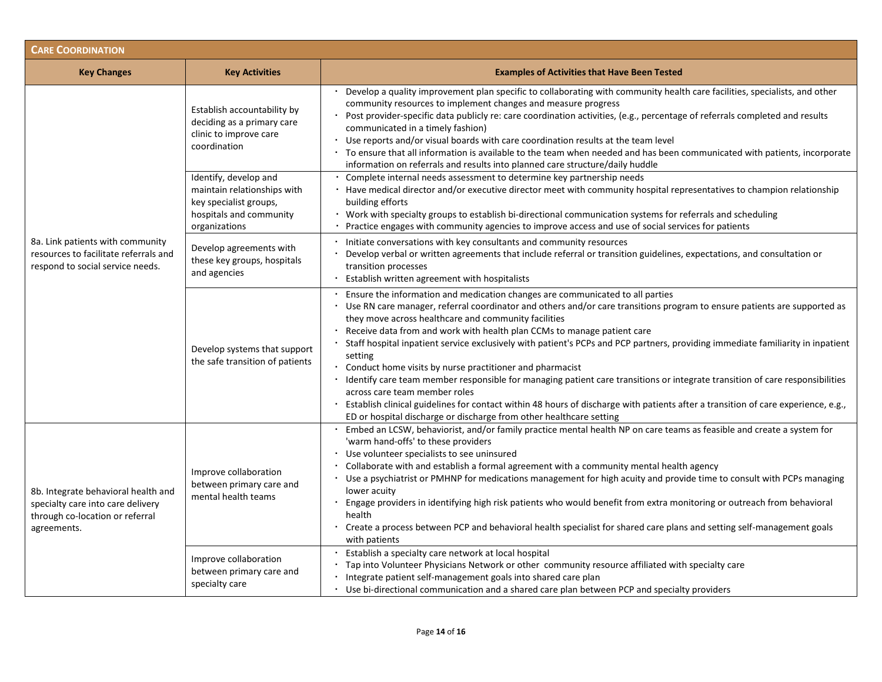| **Care Coordination** | | |
|---|---|---|
| **Key Changes** | **Key Activities** | **Examples of Activities that Have Been Tested** |
| 8a. Link patients with community resources to facilitate referrals and respond to social service needs. | Establish accountability by deciding as a primary care clinic to improve care coordination | · Develop a quality improvement plan specific to collaborating with community health care facilities, specialists, and other community resources to implement changes and measure progress<br>· Post provider-specific data publicly re: care coordination activities, (e.g., percentage of referrals completed and results communicated in a timely fashion)<br>· Use reports and/or visual boards with care coordination results at the team level<br>· To ensure that all information is available to the team when needed and has been communicated with patients, incorporate information on referrals and results into planned care structure/daily huddle |
| | Identify, develop and maintain relationships with key specialist groups, hospitals and community organizations | · Complete internal needs assessment to determine key partnership needs<br>· Have medical director and/or executive director meet with community hospital representatives to champion relationship building efforts<br>· Work with specialty groups to establish bi-directional communication systems for referrals and scheduling<br>· Practice engages with community agencies to improve access and use of social services for patients |
| | Develop agreements with these key groups, hospitals and agencies | · Initiate conversations with key consultants and community resources<br>· Develop verbal or written agreements that include referral or transition guidelines, expectations, and consultation or transition processes<br>· Establish written agreement with hospitalists |
| | Develop systems that support the safe transition of patients | · Ensure the information and medication changes are communicated to all parties<br>· Use RN care manager, referral coordinator and others and/or care transitions program to ensure patients are supported as they move across healthcare and community facilities<br>· Receive data from and work with health plan CCMs to manage patient care<br>· Staff hospital inpatient service exclusively with patient's PCPs and PCP partners, providing immediate familiarity in inpatient setting<br>· Conduct home visits by nurse practitioner and pharmacist<br>· Identify care team member responsible for managing patient care transitions or integrate transition of care responsibilities across care team member roles<br>· Establish clinical guidelines for contact within 48 hours of discharge with patients after a transition of care experience, e.g., ED or hospital discharge or discharge from other healthcare setting |
| 8b. Integrate behavioral health and specialty care into care delivery through co-location or referral agreements. | Improve collaboration between primary care and mental health teams | · Embed an LCSW, behaviorist, and/or family practice mental health NP on care teams as feasible and create a system for 'warm hand-offs' to these providers<br>· Use volunteer specialists to see uninsured<br>· Collaborate with and establish a formal agreement with a community mental health agency<br>· Use a psychiatrist or PMHNP for medications management for high acuity and provide time to consult with PCPs managing lower acuity<br>· Engage providers in identifying high risk patients who would benefit from extra monitoring or outreach from behavioral health<br>· Create a process between PCP and behavioral health specialist for shared care plans and setting self-management goals with patients |
| | Improve collaboration between primary care and specialty care | · Establish a specialty care network at local hospital<br>· Tap into Volunteer Physicians Network or other community resource affiliated with specialty care<br>· Integrate patient self-management goals into shared care plan<br>· Use bi-directional communication and a shared care plan between PCP and specialty providers |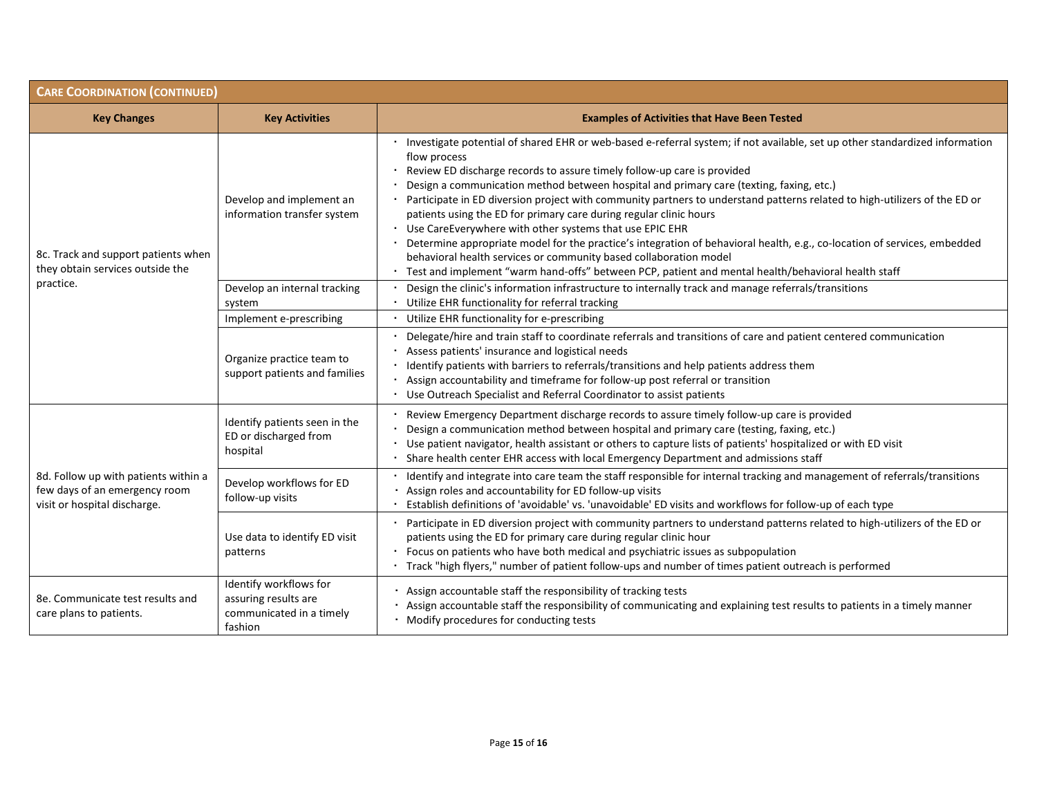| **CARE COORDINATION (CONTINUED)** | | |
|---|---|---|
| **Key Changes** | **Key Activities** | **Examples of Activities that Have Been Tested** |
| 8c. Track and support patients when they obtain services outside the practice. | Develop and implement an information transfer system | • Investigate potential of shared EHR or web-based e-referral system; if not available, set up other standardized information flow process<br>• Review ED discharge records to assure timely follow-up care is provided<br>• Design a communication method between hospital and primary care (texting, faxing, etc.)<br>• Participate in ED diversion project with community partners to understand patterns related to high-utilizers of the ED or patients using the ED for primary care during regular clinic hours<br>• Use CareEverywhere with other systems that use EPIC EHR<br>• Determine appropriate model for the practice's integration of behavioral health, e.g., co-location of services, embedded behavioral health services or community based collaboration model<br>• Test and implement "warm hand-offs" between PCP, patient and mental health/behavioral health staff |
| | Develop an internal tracking system | • Design the clinic's information infrastructure to internally track and manage referrals/transitions<br>• Utilize EHR functionality for referral tracking |
| | Implement e-prescribing | • Utilize EHR functionality for e-prescribing |
| | Organize practice team to support patients and families | • Delegate/hire and train staff to coordinate referrals and transitions of care and patient centered communication<br>• Assess patients' insurance and logistical needs<br>• Identify patients with barriers to referrals/transitions and help patients address them<br>• Assign accountability and timeframe for follow-up post referral or transition<br>• Use Outreach Specialist and Referral Coordinator to assist patients |
| 8d. Follow up with patients within a few days of an emergency room visit or hospital discharge. | Identify patients seen in the ED or discharged from hospital | • Review Emergency Department discharge records to assure timely follow-up care is provided<br>• Design a communication method between hospital and primary care (testing, faxing, etc.)<br>• Use patient navigator, health assistant or others to capture lists of patients' hospitalized or with ED visit<br>• Share health center EHR access with local Emergency Department and admissions staff |
| | Develop workflows for ED follow-up visits | • Identify and integrate into care team the staff responsible for internal tracking and management of referrals/transitions<br>• Assign roles and accountability for ED follow-up visits<br>• Establish definitions of 'avoidable' vs. 'unavoidable' ED visits and workflows for follow-up of each type |
| | Use data to identify ED visit patterns | • Participate in ED diversion project with community partners to understand patterns related to high-utilizers of the ED or patients using the ED for primary care during regular clinic hour<br>• Focus on patients who have both medical and psychiatric issues as subpopulation<br>• Track "high flyers," number of patient follow-ups and number of times patient outreach is performed |
| 8e. Communicate test results and care plans to patients. | Identify workflows for assuring results are communicated in a timely fashion | • Assign accountable staff the responsibility of tracking tests<br>• Assign accountable staff the responsibility of communicating and explaining test results to patients in a timely manner<br>• Modify procedures for conducting tests |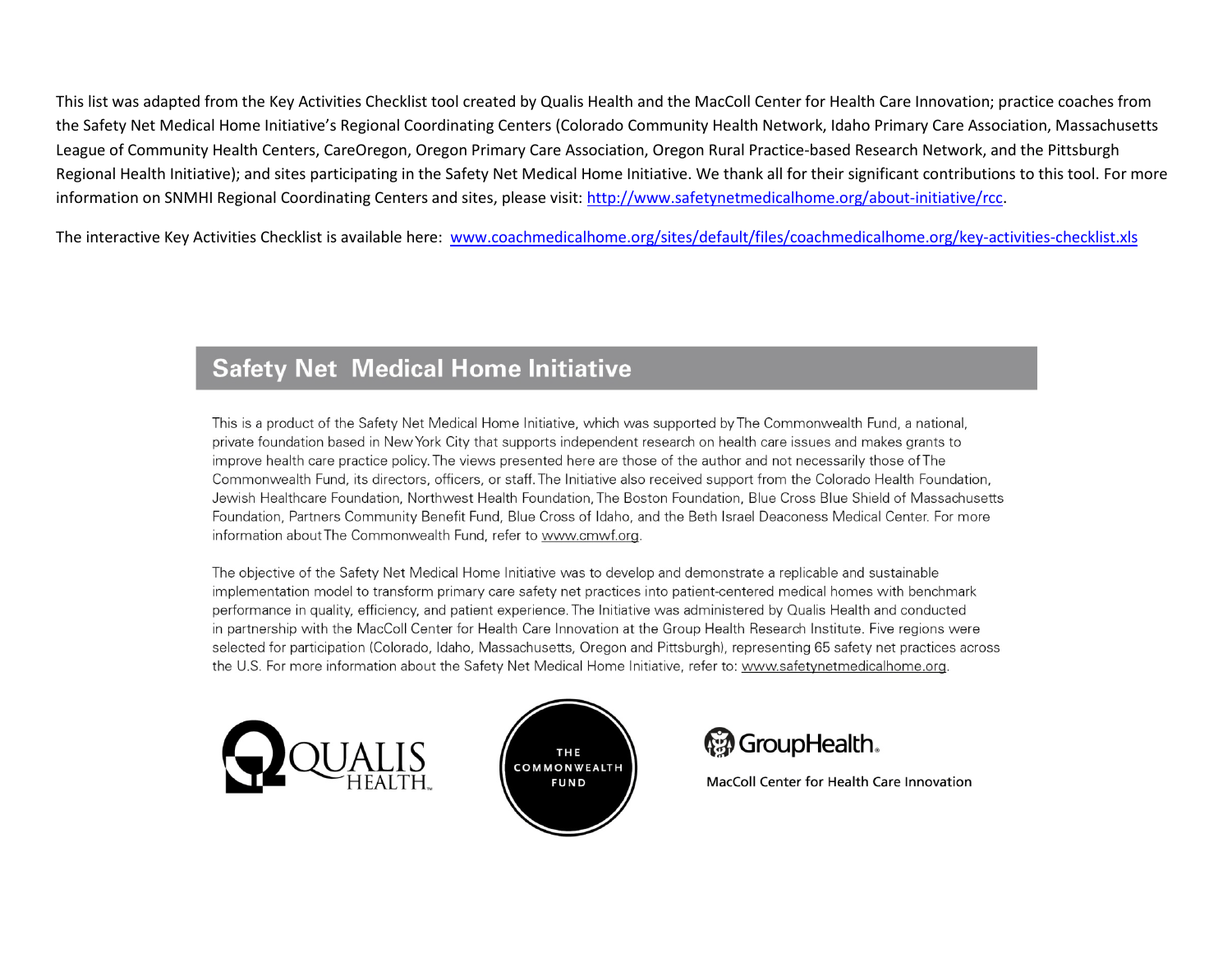This list was adapted from the Key Activities Checklist tool created by Qualis Health and the MacColl Center for Health Care Innovation; practice coaches from the Safety Net Medical Home Initiative's Regional Coordinating Centers (Colorado Community Health Network, Idaho Primary Care Association, Massachusetts League of Community Health Centers, CareOregon, Oregon Primary Care Association, Oregon Rural Practice-based Research Network, and the Pittsburgh Regional Health Initiative); and sites participating in the Safety Net Medical Home Initiative. We thank all for their significant contributions to this tool. For more information on SNMHI Regional Coordinating Centers and sites, please visit: http://www.safetynetmedicalhome.org/about-initiative/rcc.

The interactive Key Activities Checklist is available here: www.coachmedicalhome.org/sites/default/files/coachmedicalhome.org/key-activities-checklist.xls

## Safety Net Medical Home Initiative

This is a product of the Safety Net Medical Home Initiative, which was supported by The Commonwealth Fund, a national, private foundation based in New York City that supports independent research on health care issues and makes grants to improve health care practice policy. The views presented here are those of the author and not necessarily those of The Commonwealth Fund, its directors, officers, or staff. The Initiative also received support from the Colorado Health Foundation, Jewish Healthcare Foundation, Northwest Health Foundation, The Boston Foundation, Blue Cross Blue Shield of Massachusetts Foundation, Partners Community Benefit Fund, Blue Cross of Idaho, and the Beth Israel Deaconess Medical Center. For more information about The Commonwealth Fund, refer to www.cmwf.org.

The objective of the Safety Net Medical Home Initiative was to develop and demonstrate a replicable and sustainable implementation model to transform primary care safety net practices into patient-centered medical homes with benchmark performance in quality, efficiency, and patient experience. The Initiative was administered by Qualis Health and conducted in partnership with the MacColl Center for Health Care Innovation at the Group Health Research Institute. Five regions were selected for participation (Colorado, Idaho, Massachusetts, Oregon and Pittsburgh), representing 65 safety net practices across the U.S. For more information about the Safety Net Medical Home Initiative, refer to: www.safetynetmedicalhome.org.

QUALIS HEALTH

THE COMMONWEALTH FUND

GroupHealth.

MacColl Center for Health Care Innovation